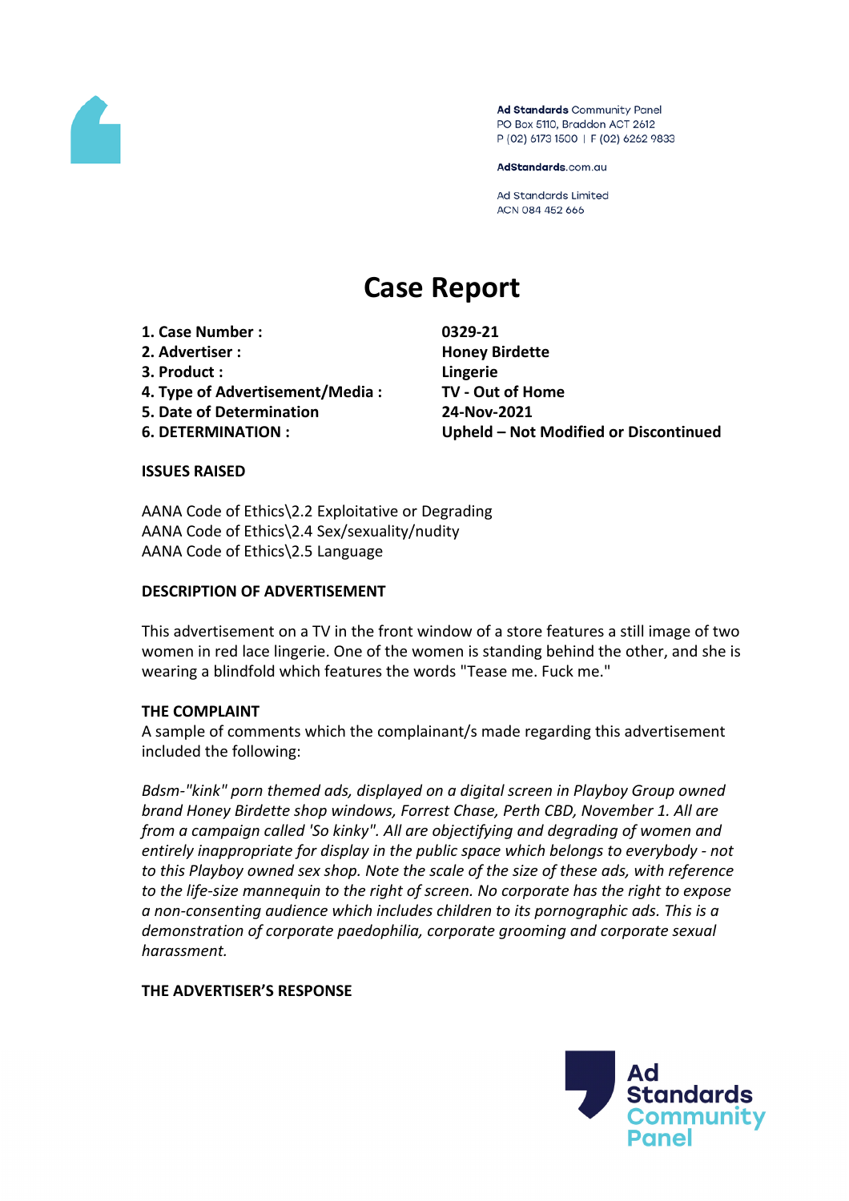Ad Standards Community Panel
PO Box 5110, Braddon ACT 2612
P (02) 6173 1500 | F (02) 6262 9833

AdStandards.com.au

Ad Standards Limited
ACN 084 452 666

# Case Report

| | |
|---|---|
| **1. Case Number :** | **0329-21** |
| **2. Advertiser :** | **Honey Birdette** |
| **3. Product :** | **Lingerie** |
| **4. Type of Advertisement/Media :** | **TV - Out of Home** |
| **5. Date of Determination** | **24-Nov-2021** |
| **6. DETERMINATION :** | **Upheld – Not Modified or Discontinued** |

**ISSUES RAISED**

AANA Code of Ethics\2.2 Exploitative or Degrading
AANA Code of Ethics\2.4 Sex/sexuality/nudity
AANA Code of Ethics\2.5 Language

**DESCRIPTION OF ADVERTISEMENT**

This advertisement on a TV in the front window of a store features a still image of two women in red lace lingerie. One of the women is standing behind the other, and she is wearing a blindfold which features the words "Tease me. Fuck me."

**THE COMPLAINT**

A sample of comments which the complainant/s made regarding this advertisement included the following:

*Bdsm-"kink" porn themed ads, displayed on a digital screen in Playboy Group owned brand Honey Birdette shop windows, Forrest Chase, Perth CBD, November 1. All are from a campaign called 'So kinky". All are objectifying and degrading of women and entirely inappropriate for display in the public space which belongs to everybody - not to this Playboy owned sex shop. Note the scale of the size of these ads, with reference to the life-size mannequin to the right of screen. No corporate has the right to expose a non-consenting audience which includes children to its pornographic ads. This is a demonstration of corporate paedophilia, corporate grooming and corporate sexual harassment.*

**THE ADVERTISER'S RESPONSE**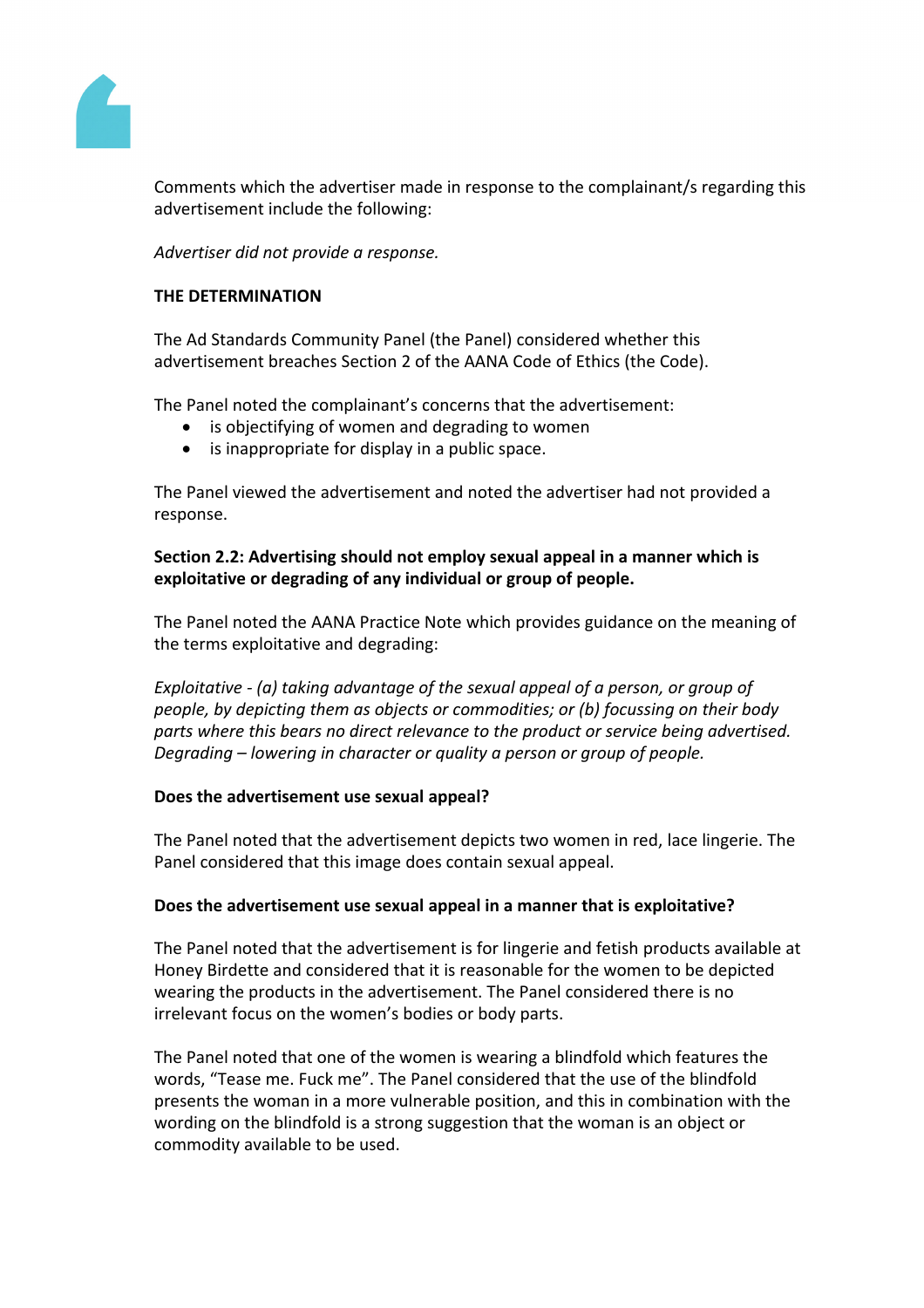Comments which the advertiser made in response to the complainant/s regarding this advertisement include the following:

*Advertiser did not provide a response.*

**THE DETERMINATION**

The Ad Standards Community Panel (the Panel) considered whether this advertisement breaches Section 2 of the AANA Code of Ethics (the Code).

The Panel noted the complainant's concerns that the advertisement:

- is objectifying of women and degrading to women
- is inappropriate for display in a public space.

The Panel viewed the advertisement and noted the advertiser had not provided a response.

**Section 2.2: Advertising should not employ sexual appeal in a manner which is exploitative or degrading of any individual or group of people.**

The Panel noted the AANA Practice Note which provides guidance on the meaning of the terms exploitative and degrading:

*Exploitative - (a) taking advantage of the sexual appeal of a person, or group of people, by depicting them as objects or commodities; or (b) focussing on their body parts where this bears no direct relevance to the product or service being advertised.*
*Degrading – lowering in character or quality a person or group of people.*

**Does the advertisement use sexual appeal?**

The Panel noted that the advertisement depicts two women in red, lace lingerie. The Panel considered that this image does contain sexual appeal.

**Does the advertisement use sexual appeal in a manner that is exploitative?**

The Panel noted that the advertisement is for lingerie and fetish products available at Honey Birdette and considered that it is reasonable for the women to be depicted wearing the products in the advertisement. The Panel considered there is no irrelevant focus on the women's bodies or body parts.

The Panel noted that one of the women is wearing a blindfold which features the words, "Tease me. Fuck me". The Panel considered that the use of the blindfold presents the woman in a more vulnerable position, and this in combination with the wording on the blindfold is a strong suggestion that the woman is an object or commodity available to be used.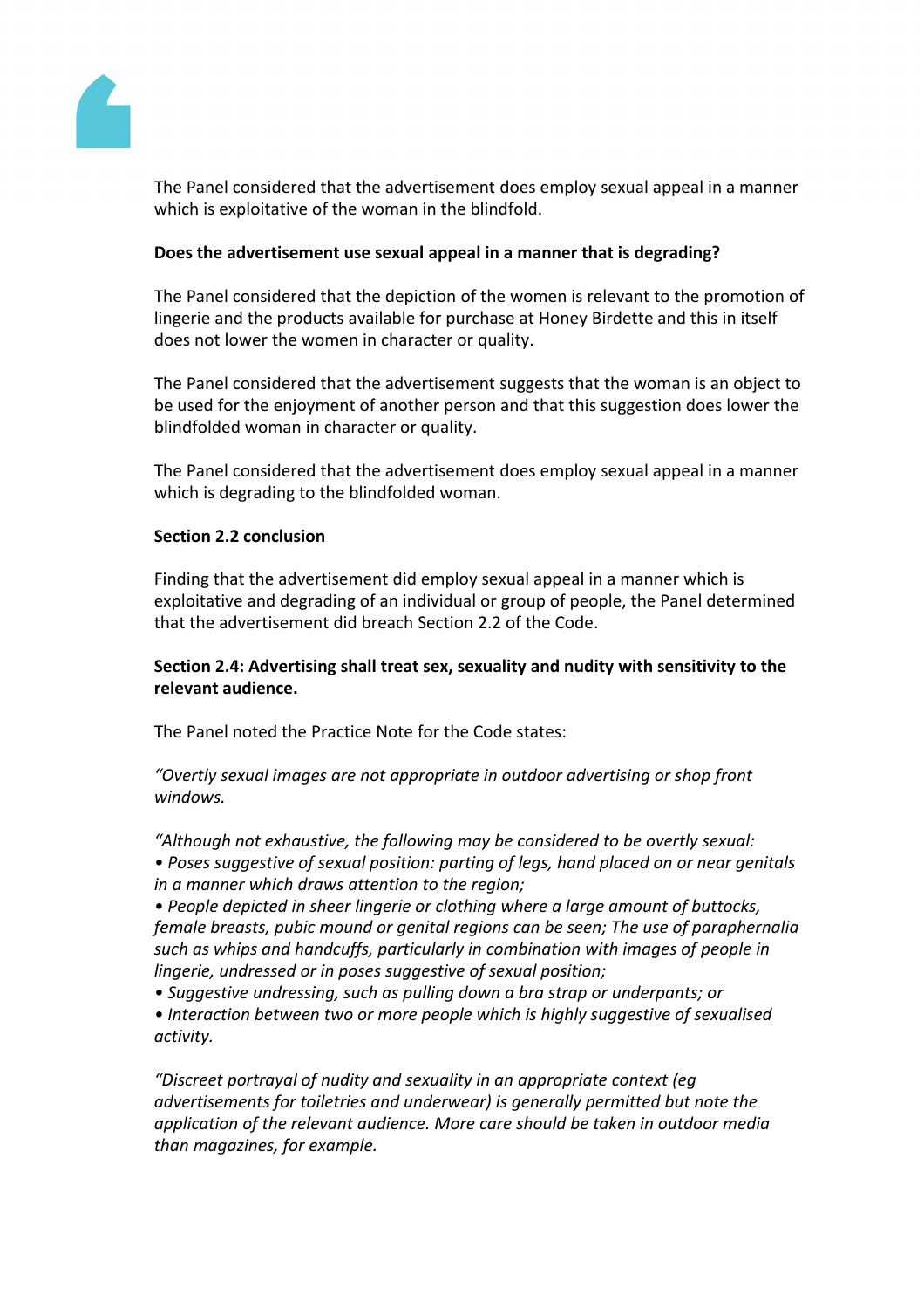The Panel considered that the advertisement does employ sexual appeal in a manner which is exploitative of the woman in the blindfold.

**Does the advertisement use sexual appeal in a manner that is degrading?**

The Panel considered that the depiction of the women is relevant to the promotion of lingerie and the products available for purchase at Honey Birdette and this in itself does not lower the women in character or quality.

The Panel considered that the advertisement suggests that the woman is an object to be used for the enjoyment of another person and that this suggestion does lower the blindfolded woman in character or quality.

The Panel considered that the advertisement does employ sexual appeal in a manner which is degrading to the blindfolded woman.

**Section 2.2 conclusion**

Finding that the advertisement did employ sexual appeal in a manner which is exploitative and degrading of an individual or group of people, the Panel determined that the advertisement did breach Section 2.2 of the Code.

**Section 2.4: Advertising shall treat sex, sexuality and nudity with sensitivity to the relevant audience.**

The Panel noted the Practice Note for the Code states:

*"Overtly sexual images are not appropriate in outdoor advertising or shop front windows.*

*"Although not exhaustive, the following may be considered to be overtly sexual:*
*• Poses suggestive of sexual position: parting of legs, hand placed on or near genitals in a manner which draws attention to the region;*
*• People depicted in sheer lingerie or clothing where a large amount of buttocks, female breasts, pubic mound or genital regions can be seen; The use of paraphernalia such as whips and handcuffs, particularly in combination with images of people in lingerie, undressed or in poses suggestive of sexual position;*
*• Suggestive undressing, such as pulling down a bra strap or underpants; or*
*• Interaction between two or more people which is highly suggestive of sexualised activity.*

*"Discreet portrayal of nudity and sexuality in an appropriate context (eg advertisements for toiletries and underwear) is generally permitted but note the application of the relevant audience. More care should be taken in outdoor media than magazines, for example.*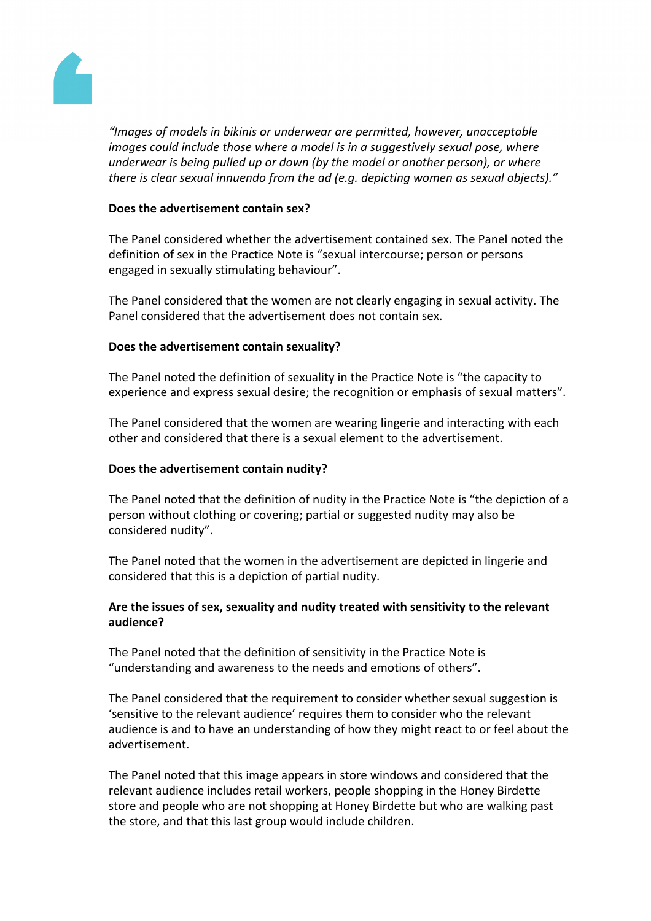*"Images of models in bikinis or underwear are permitted, however, unacceptable images could include those where a model is in a suggestively sexual pose, where underwear is being pulled up or down (by the model or another person), or where there is clear sexual innuendo from the ad (e.g. depicting women as sexual objects)."*

**Does the advertisement contain sex?**

The Panel considered whether the advertisement contained sex. The Panel noted the definition of sex in the Practice Note is "sexual intercourse; person or persons engaged in sexually stimulating behaviour".

The Panel considered that the women are not clearly engaging in sexual activity. The Panel considered that the advertisement does not contain sex.

**Does the advertisement contain sexuality?**

The Panel noted the definition of sexuality in the Practice Note is "the capacity to experience and express sexual desire; the recognition or emphasis of sexual matters".

The Panel considered that the women are wearing lingerie and interacting with each other and considered that there is a sexual element to the advertisement.

**Does the advertisement contain nudity?**

The Panel noted that the definition of nudity in the Practice Note is "the depiction of a person without clothing or covering; partial or suggested nudity may also be considered nudity".

The Panel noted that the women in the advertisement are depicted in lingerie and considered that this is a depiction of partial nudity.

**Are the issues of sex, sexuality and nudity treated with sensitivity to the relevant audience?**

The Panel noted that the definition of sensitivity in the Practice Note is "understanding and awareness to the needs and emotions of others".

The Panel considered that the requirement to consider whether sexual suggestion is 'sensitive to the relevant audience' requires them to consider who the relevant audience is and to have an understanding of how they might react to or feel about the advertisement.

The Panel noted that this image appears in store windows and considered that the relevant audience includes retail workers, people shopping in the Honey Birdette store and people who are not shopping at Honey Birdette but who are walking past the store, and that this last group would include children.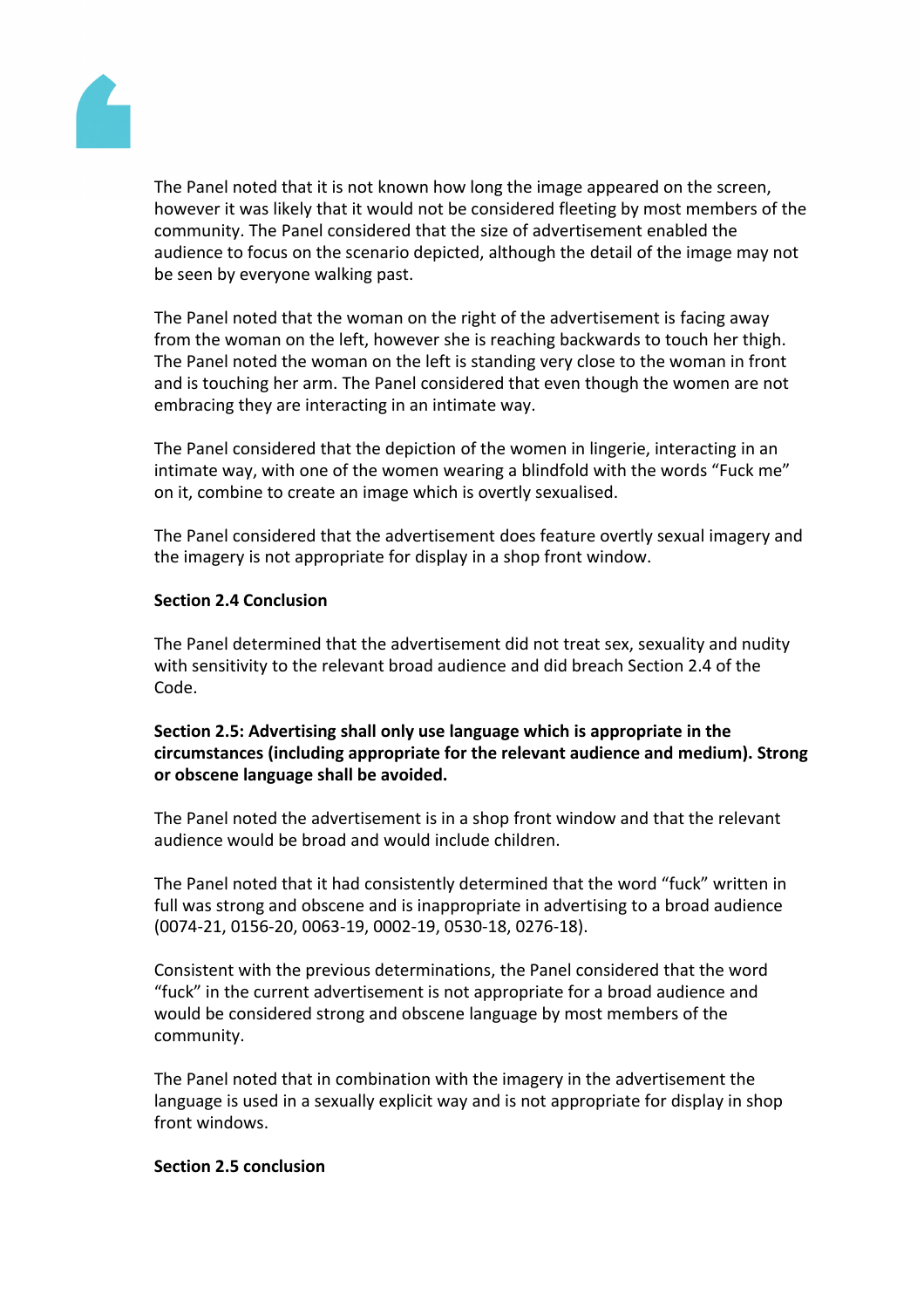The Panel noted that it is not known how long the image appeared on the screen, however it was likely that it would not be considered fleeting by most members of the community. The Panel considered that the size of advertisement enabled the audience to focus on the scenario depicted, although the detail of the image may not be seen by everyone walking past.

The Panel noted that the woman on the right of the advertisement is facing away from the woman on the left, however she is reaching backwards to touch her thigh. The Panel noted the woman on the left is standing very close to the woman in front and is touching her arm. The Panel considered that even though the women are not embracing they are interacting in an intimate way.

The Panel considered that the depiction of the women in lingerie, interacting in an intimate way, with one of the women wearing a blindfold with the words “Fuck me” on it, combine to create an image which is overtly sexualised.

The Panel considered that the advertisement does feature overtly sexual imagery and the imagery is not appropriate for display in a shop front window.

**Section 2.4 Conclusion**

The Panel determined that the advertisement did not treat sex, sexuality and nudity with sensitivity to the relevant broad audience and did breach Section 2.4 of the Code.

**Section 2.5: Advertising shall only use language which is appropriate in the circumstances (including appropriate for the relevant audience and medium). Strong or obscene language shall be avoided.**

The Panel noted the advertisement is in a shop front window and that the relevant audience would be broad and would include children.

The Panel noted that it had consistently determined that the word “fuck” written in full was strong and obscene and is inappropriate in advertising to a broad audience (0074-21, 0156-20, 0063-19, 0002-19, 0530-18, 0276-18).

Consistent with the previous determinations, the Panel considered that the word “fuck” in the current advertisement is not appropriate for a broad audience and would be considered strong and obscene language by most members of the community.

The Panel noted that in combination with the imagery in the advertisement the language is used in a sexually explicit way and is not appropriate for display in shop front windows.

**Section 2.5 conclusion**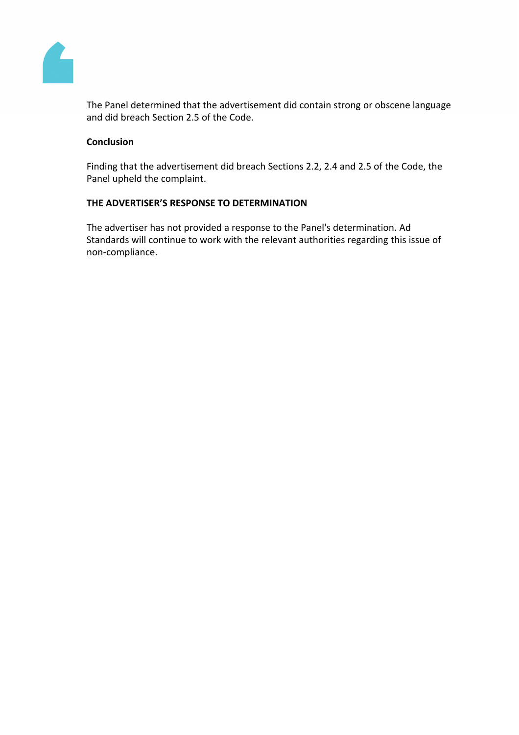The Panel determined that the advertisement did contain strong or obscene language and did breach Section 2.5 of the Code.

**Conclusion**

Finding that the advertisement did breach Sections 2.2, 2.4 and 2.5 of the Code, the Panel upheld the complaint.

**THE ADVERTISER'S RESPONSE TO DETERMINATION**

The advertiser has not provided a response to the Panel's determination. Ad Standards will continue to work with the relevant authorities regarding this issue of non-compliance.